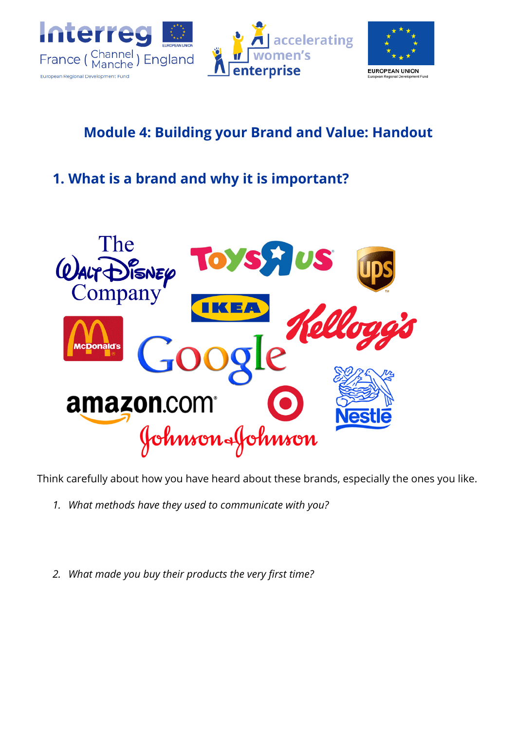# Module 4: Building your Brand and Value: Handout

## 1. What is a brand and why it is important?

Think carefully about how you have heard about these brands, especially the ones you like.

1. *What methods have they used to communicate with you?*

2. *What made you buy their products the very first time?*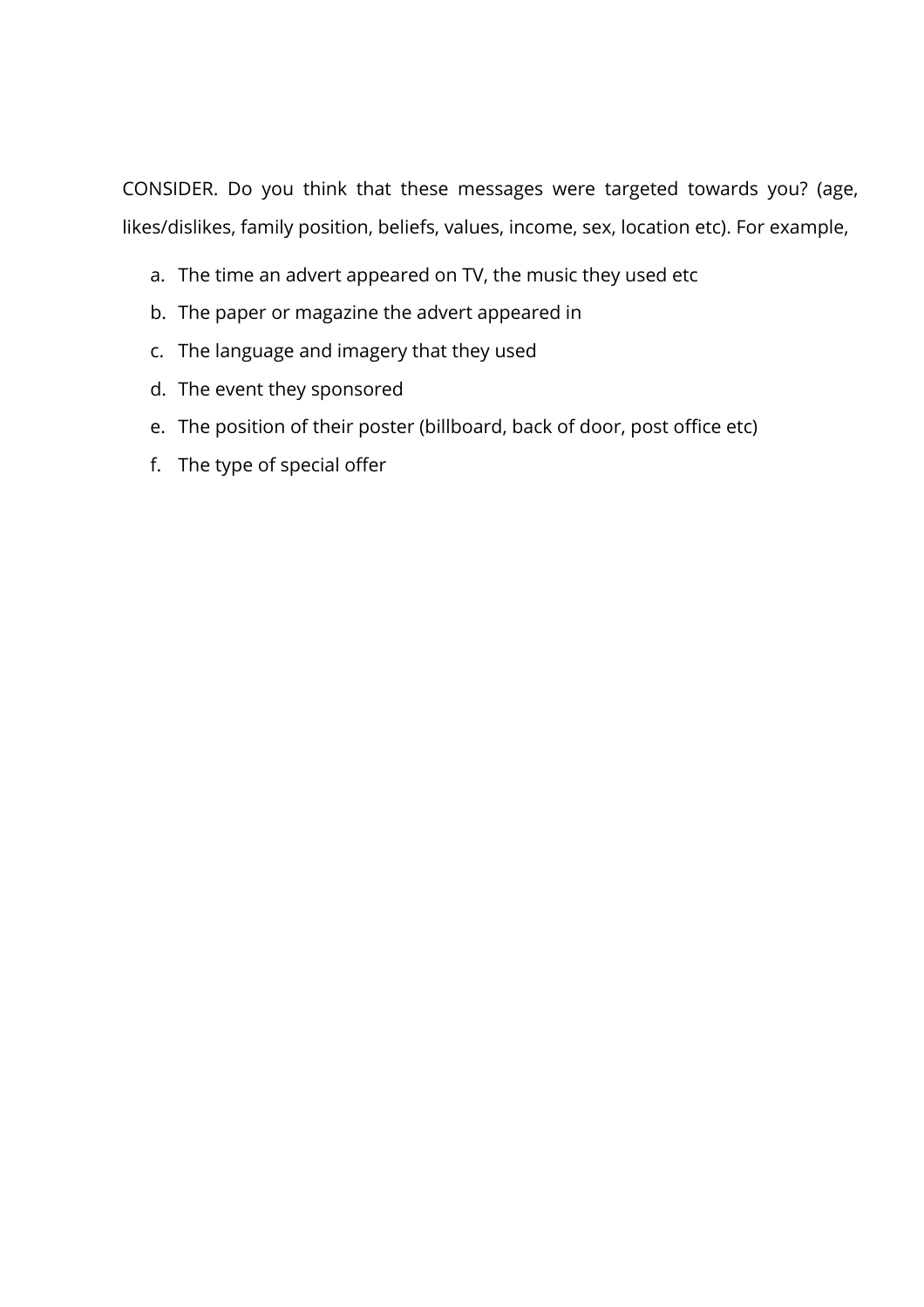CONSIDER. Do you think that these messages were targeted towards you? (age, likes/dislikes, family position, beliefs, values, income, sex, location etc). For example,

a. The time an advert appeared on TV, the music they used etc
b. The paper or magazine the advert appeared in
c. The language and imagery that they used
d. The event they sponsored
e. The position of their poster (billboard, back of door, post office etc)
f. The type of special offer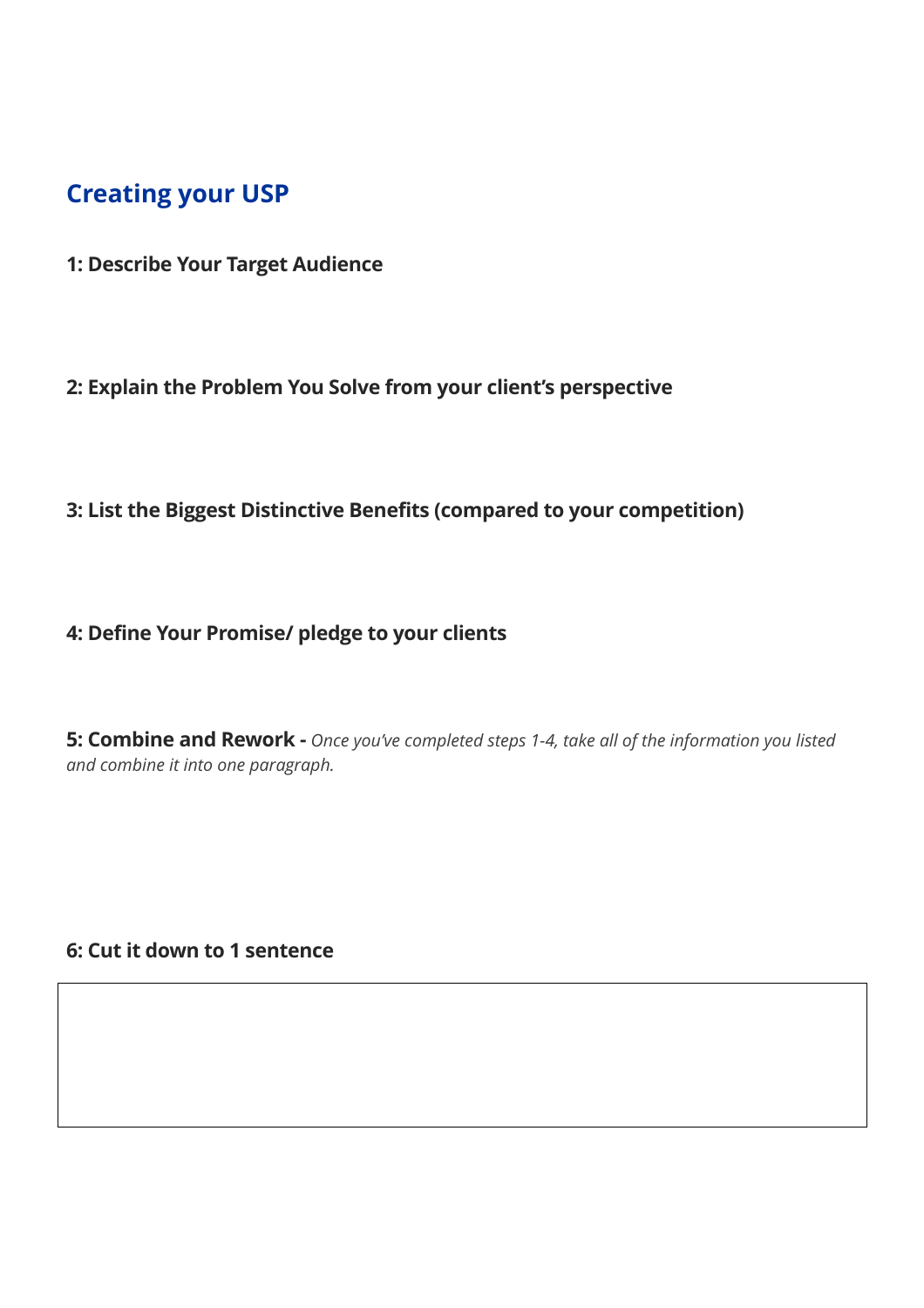## Creating your USP

**1: Describe Your Target Audience**

**2: Explain the Problem You Solve from your client's perspective**

**3: List the Biggest Distinctive Benefits (compared to your competition)**

**4: Define Your Promise/ pledge to your clients**

**5: Combine and Rework -** *Once you've completed steps 1-4, take all of the information you listed and combine it into one paragraph.*

**6: Cut it down to 1 sentence**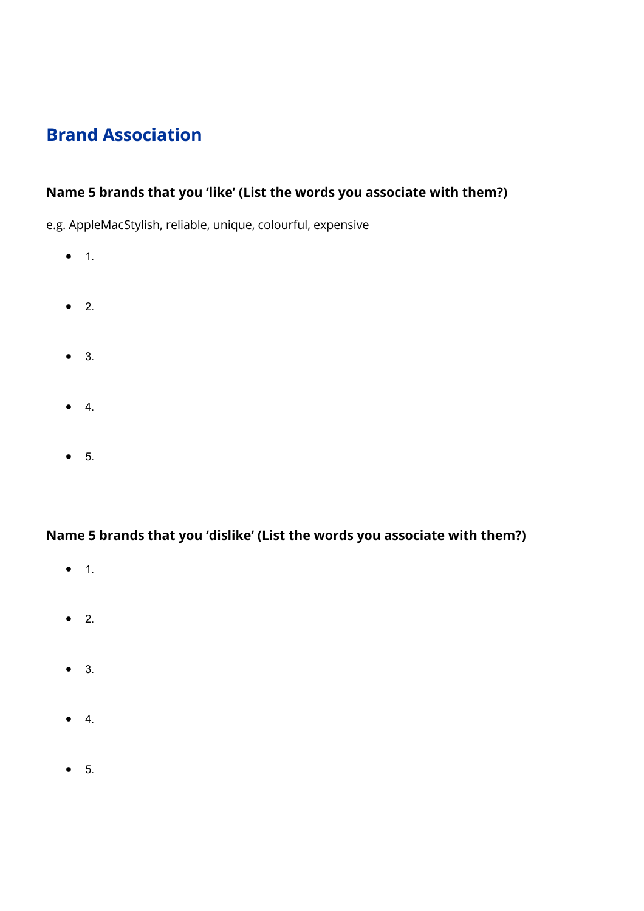## Brand Association

**Name 5 brands that you ‘like’ (List the words you associate with them?)**

e.g. AppleMacStylish, reliable, unique, colourful, expensive

- 1.
- 2.
- 3.
- 4.
- 5.

**Name 5 brands that you ‘dislike’ (List the words you associate with them?)**

- 1.
- 2.
- 3.
- 4.
- 5.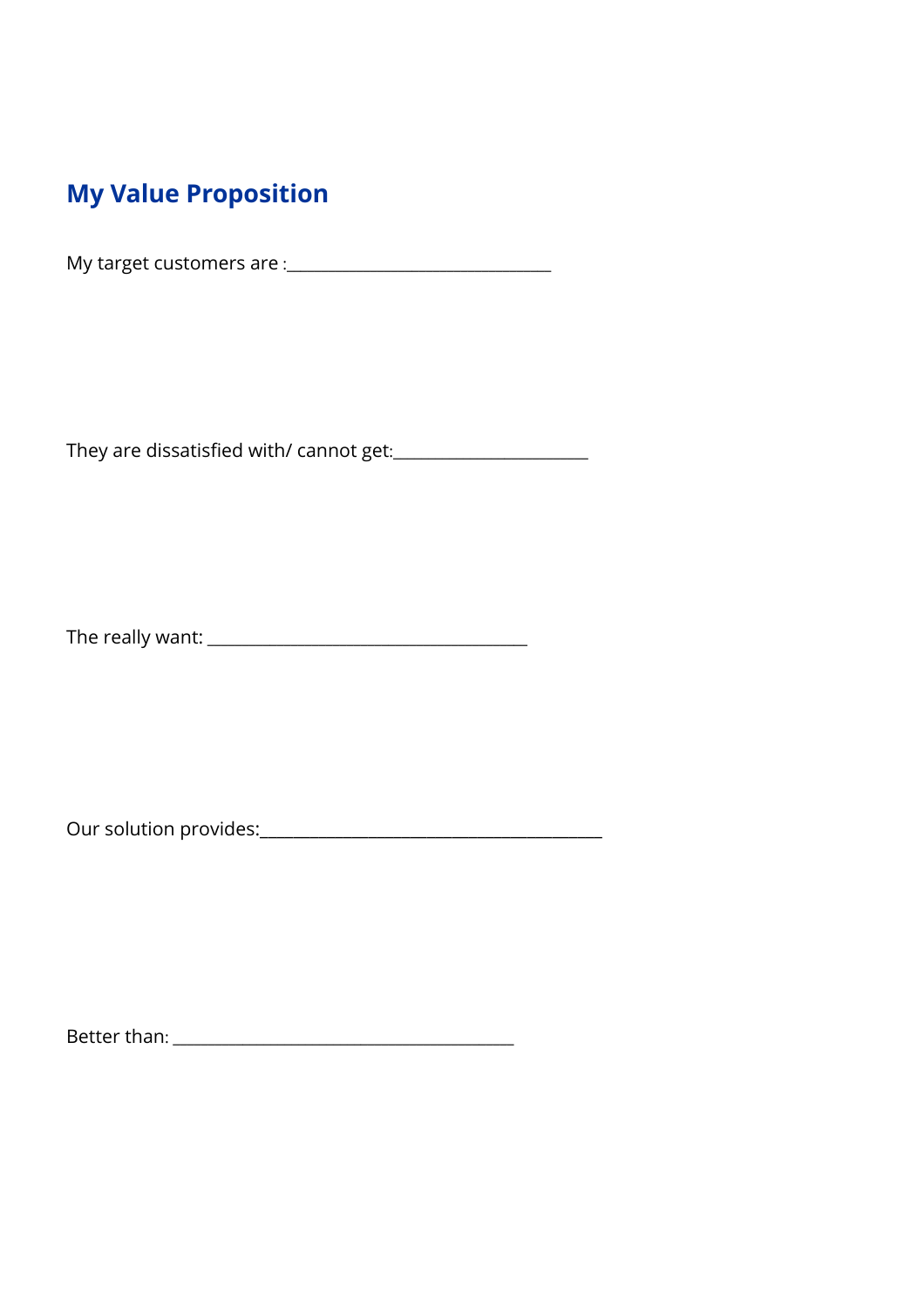## My Value Proposition

My target customers are :______________________________

They are dissatisfied with/ cannot get:______________________

The really want: ____________________________________

Our solution provides:_______________________________________

Better than: _______________________________________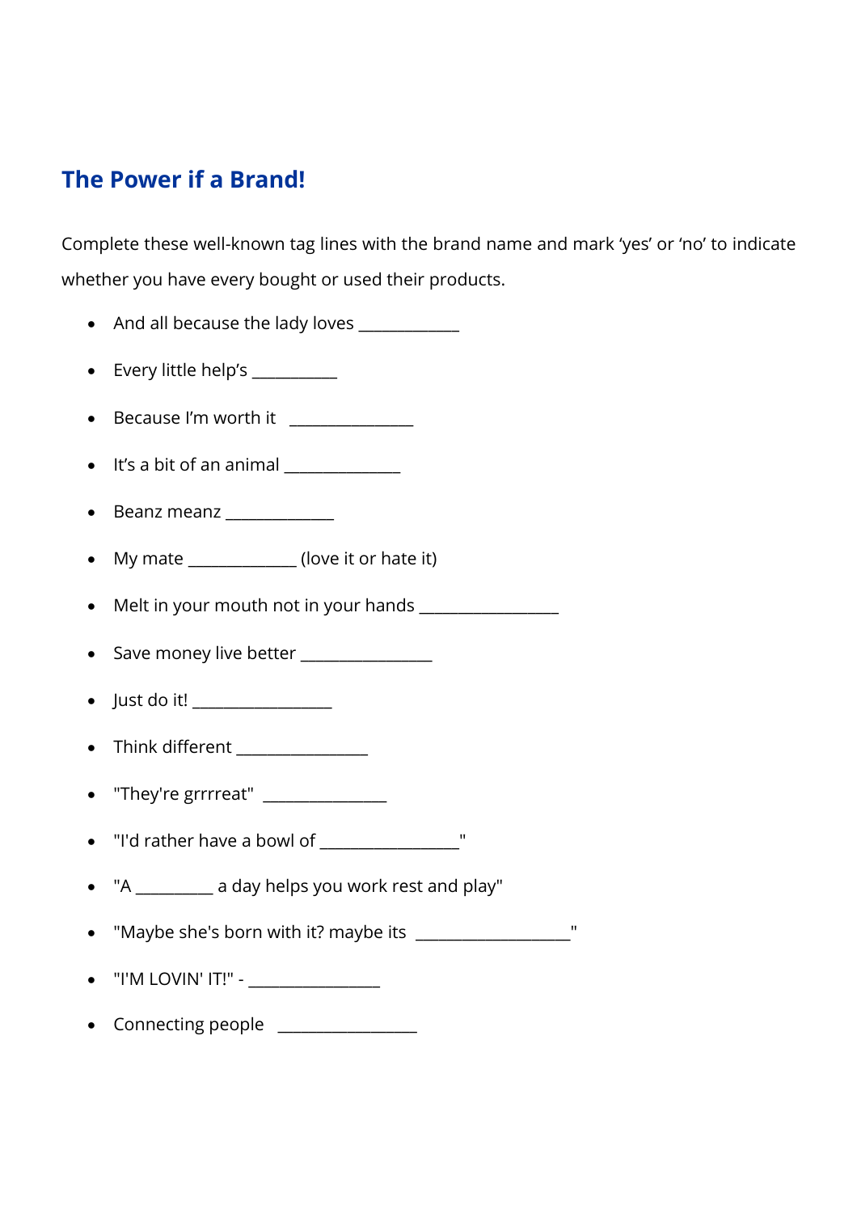## The Power if a Brand!

Complete these well-known tag lines with the brand name and mark 'yes' or 'no' to indicate whether you have every bought or used their products.

- And all because the lady loves ____________
- Every little help's __________
- Because I'm worth it _______________
- It's a bit of an animal ______________
- Beanz meanz _____________
- My mate _____________ (love it or hate it)
- Melt in your mouth not in your hands _________________
- Save money live better ________________
- Just do it! _________________
- Think different ________________
- "They're grrrreat" _______________
- "I'd rather have a bowl of _________________"
- "A _________ a day helps you work rest and play"
- "Maybe she's born with it? maybe its ___________________"
- "I'M LOVIN' IT!" - ________________
- Connecting people _________________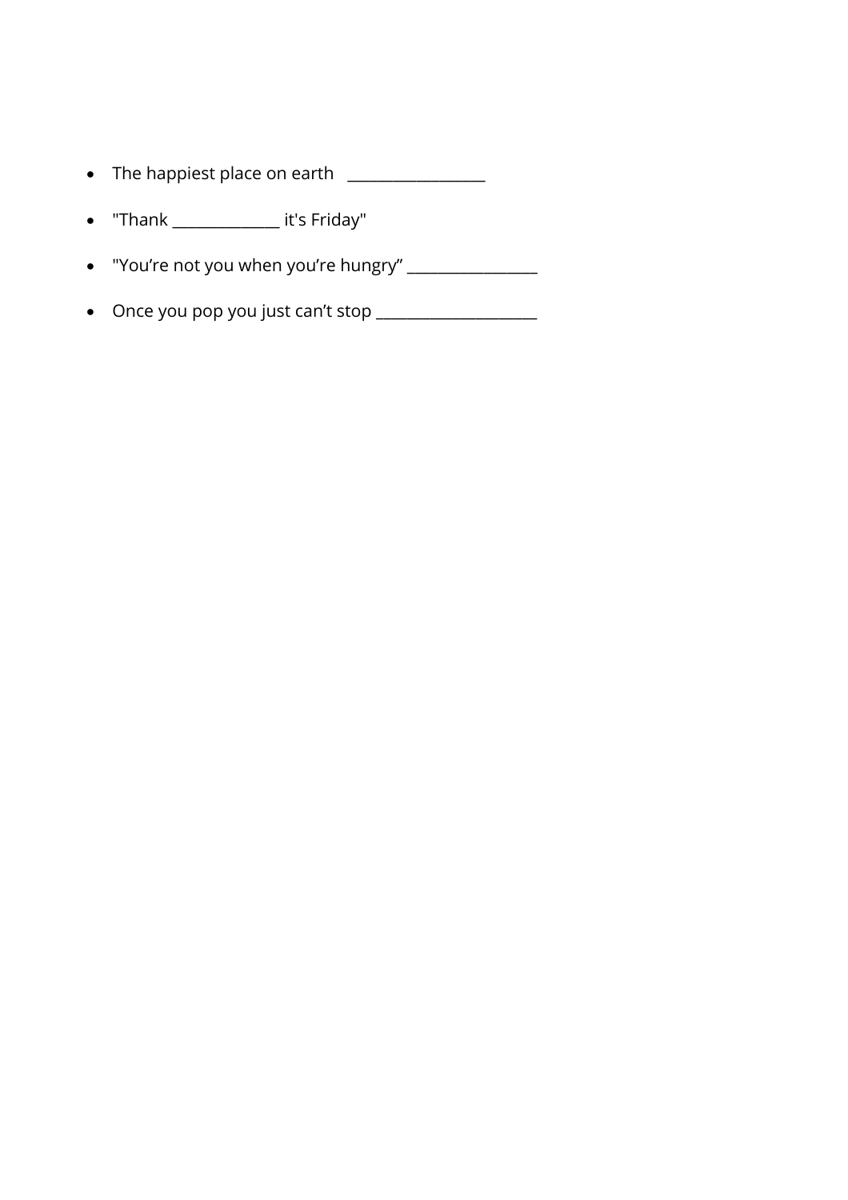- The happiest place on earth ___________________
- "Thank _______________ it's Friday"
- "You're not you when you're hungry" __________________
- Once you pop you just can't stop ______________________